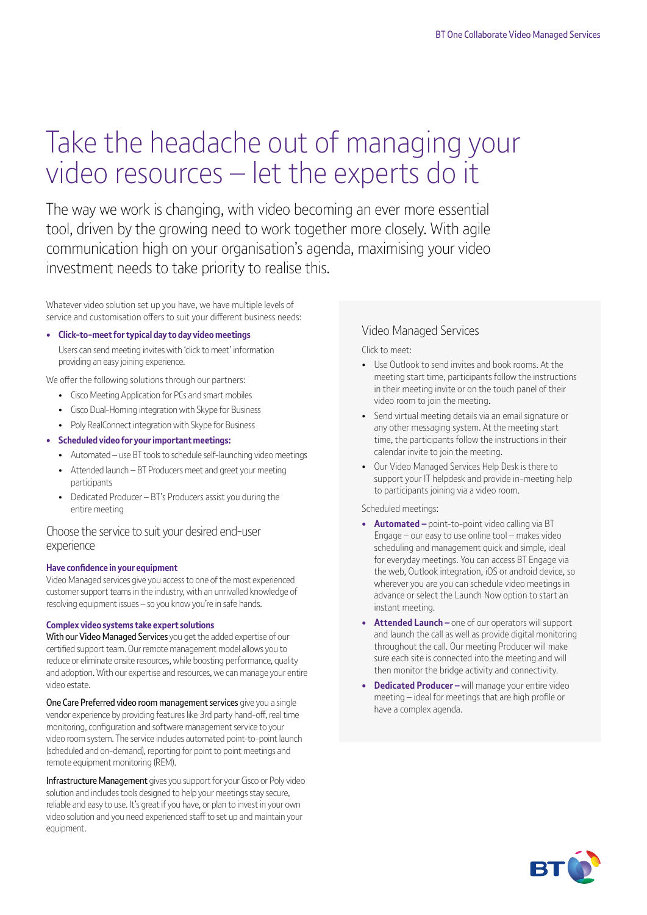# Take the headache out of managing your video resources – let the experts do it

The way we work is changing, with video becoming an ever more essential tool, driven by the growing need to work together more closely. With agile communication high on your organisation's agenda, maximising your video investment needs to take priority to realise this.

Whatever video solution set up you have, we have multiple levels of service and customisation offers to suit your different business needs:

- **Click-to-meet for typical day to day video meetings**

  Users can send meeting invites with 'click to meet' information providing an easy joining experience.

We offer the following solutions through our partners:

- Cisco Meeting Application for PCs and smart mobiles
- Cisco Dual-Homing integration with Skype for Business
- Poly RealConnect integration with Skype for Business

- **Scheduled video for your important meetings:**
  - Automated – use BT tools to schedule self-launching video meetings
  - Attended launch – BT Producers meet and greet your meeting participants
  - Dedicated Producer – BT's Producers assist you during the entire meeting

## Choose the service to suit your desired end-user experience

**Have confidence in your equipment**

Video Managed services give you access to one of the most experienced customer support teams in the industry, with an unrivalled knowledge of resolving equipment issues – so you know you're in safe hands.

**Complex video systems take expert solutions**

With our Video Managed Services you get the added expertise of our certified support team. Our remote management model allows you to reduce or eliminate onsite resources, while boosting performance, quality and adoption. With our expertise and resources, we can manage your entire video estate.

One Care Preferred video room management services give you a single vendor experience by providing features like 3rd party hand-off, real time monitoring, configuration and software management service to your video room system. The service includes automated point-to-point launch (scheduled and on-demand), reporting for point to point meetings and remote equipment monitoring (REM).

Infrastructure Management gives you support for your Cisco or Poly video solution and includes tools designed to help your meetings stay secure, reliable and easy to use. It's great if you have, or plan to invest in your own video solution and you need experienced staff to set up and maintain your equipment.

## Video Managed Services

Click to meet:

- Use Outlook to send invites and book rooms. At the meeting start time, participants follow the instructions in their meeting invite or on the touch panel of their video room to join the meeting.
- Send virtual meeting details via an email signature or any other messaging system. At the meeting start time, the participants follow the instructions in their calendar invite to join the meeting.
- Our Video Managed Services Help Desk is there to support your IT helpdesk and provide in-meeting help to participants joining via a video room.

Scheduled meetings:

- **Automated –** point-to-point video calling via BT Engage – our easy to use online tool – makes video scheduling and management quick and simple, ideal for everyday meetings. You can access BT Engage via the web, Outlook integration, iOS or android device, so wherever you are you can schedule video meetings in advance or select the Launch Now option to start an instant meeting.
- **Attended Launch –** one of our operators will support and launch the call as well as provide digital monitoring throughout the call. Our meeting Producer will make sure each site is connected into the meeting and will then monitor the bridge activity and connectivity.
- **Dedicated Producer –** will manage your entire video meeting – ideal for meetings that are high profile or have a complex agenda.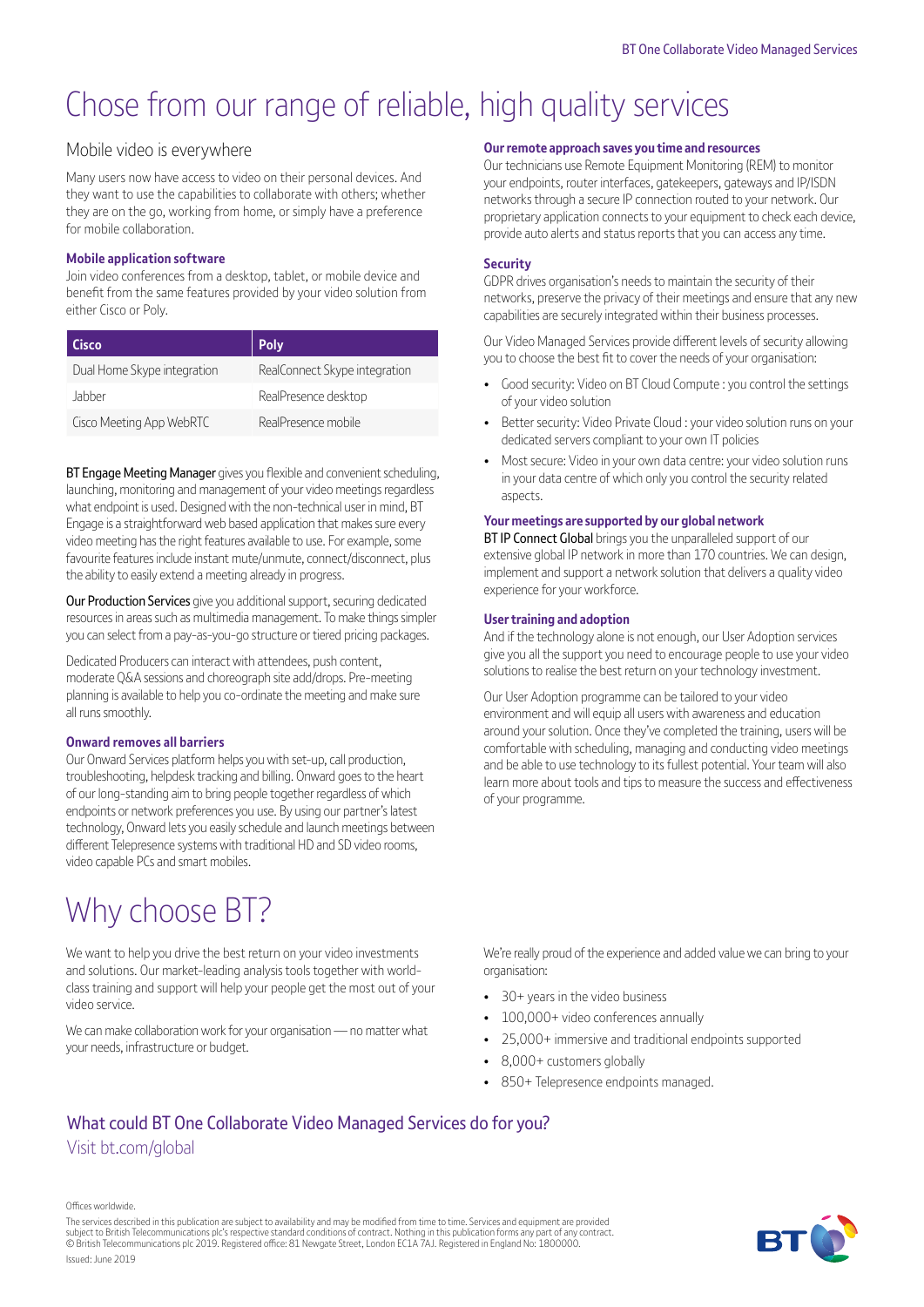# Chose from our range of reliable, high quality services

## Mobile video is everywhere

Many users now have access to video on their personal devices. And they want to use the capabilities to collaborate with others; whether they are on the go, working from home, or simply have a preference for mobile collaboration.

### Mobile application software

Join video conferences from a desktop, tablet, or mobile device and benefit from the same features provided by your video solution from either Cisco or Poly.

| Cisco | Poly |
|---|---|
| Dual Home Skype integration | RealConnect Skype integration |
| Jabber | RealPresence desktop |
| Cisco Meeting App WebRTC | RealPresence mobile |

BT Engage Meeting Manager gives you flexible and convenient scheduling, launching, monitoring and management of your video meetings regardless what endpoint is used. Designed with the non-technical user in mind, BT Engage is a straightforward web based application that makes sure every video meeting has the right features available to use. For example, some favourite features include instant mute/unmute, connect/disconnect, plus the ability to easily extend a meeting already in progress.

Our Production Services give you additional support, securing dedicated resources in areas such as multimedia management. To make things simpler you can select from a pay-as-you-go structure or tiered pricing packages.

Dedicated Producers can interact with attendees, push content, moderate Q&A sessions and choreograph site add/drops. Pre-meeting planning is available to help you co-ordinate the meeting and make sure all runs smoothly.

### Onward removes all barriers

Our Onward Services platform helps you with set-up, call production, troubleshooting, helpdesk tracking and billing. Onward goes to the heart of our long-standing aim to bring people together regardless of which endpoints or network preferences you use. By using our partner's latest technology, Onward lets you easily schedule and launch meetings between different Telepresence systems with traditional HD and SD video rooms, video capable PCs and smart mobiles.

### Our remote approach saves you time and resources

Our technicians use Remote Equipment Monitoring (REM) to monitor your endpoints, router interfaces, gatekeepers, gateways and IP/ISDN networks through a secure IP connection routed to your network. Our proprietary application connects to your equipment to check each device, provide auto alerts and status reports that you can access any time.

### Security

GDPR drives organisation's needs to maintain the security of their networks, preserve the privacy of their meetings and ensure that any new capabilities are securely integrated within their business processes.

Our Video Managed Services provide different levels of security allowing you to choose the best fit to cover the needs of your organisation:

- Good security: Video on BT Cloud Compute : you control the settings of your video solution
- Better security: Video Private Cloud : your video solution runs on your dedicated servers compliant to your own IT policies
- Most secure: Video in your own data centre: your video solution runs in your data centre of which only you control the security related aspects.

### Your meetings are supported by our global network

BT IP Connect Global brings you the unparalleled support of our extensive global IP network in more than 170 countries. We can design, implement and support a network solution that delivers a quality video experience for your workforce.

### User training and adoption

And if the technology alone is not enough, our User Adoption services give you all the support you need to encourage people to use your video solutions to realise the best return on your technology investment.

Our User Adoption programme can be tailored to your video environment and will equip all users with awareness and education around your solution. Once they've completed the training, users will be comfortable with scheduling, managing and conducting video meetings and be able to use technology to its fullest potential. Your team will also learn more about tools and tips to measure the success and effectiveness of your programme.

# Why choose BT?

We want to help you drive the best return on your video investments and solutions. Our market-leading analysis tools together with world-class training and support will help your people get the most out of your video service.

We can make collaboration work for your organisation — no matter what your needs, infrastructure or budget.

We're really proud of the experience and added value we can bring to your organisation:

- 30+ years in the video business
- 100,000+ video conferences annually
- 25,000+ immersive and traditional endpoints supported
- 8,000+ customers globally
- 850+ Telepresence endpoints managed.

## What could BT One Collaborate Video Managed Services do for you?

Visit bt.com/global

Offices worldwide.

The services described in this publication are subject to availability and may be modified from time to time. Services and equipment are provided subject to British Telecommunications plc's respective standard conditions of contract. Nothing in this publication forms any part of any contract.
© British Telecommunications plc 2019. Registered office: 81 Newgate Street, London EC1A 7AJ. Registered in England No: 1800000.

Issued: June 2019